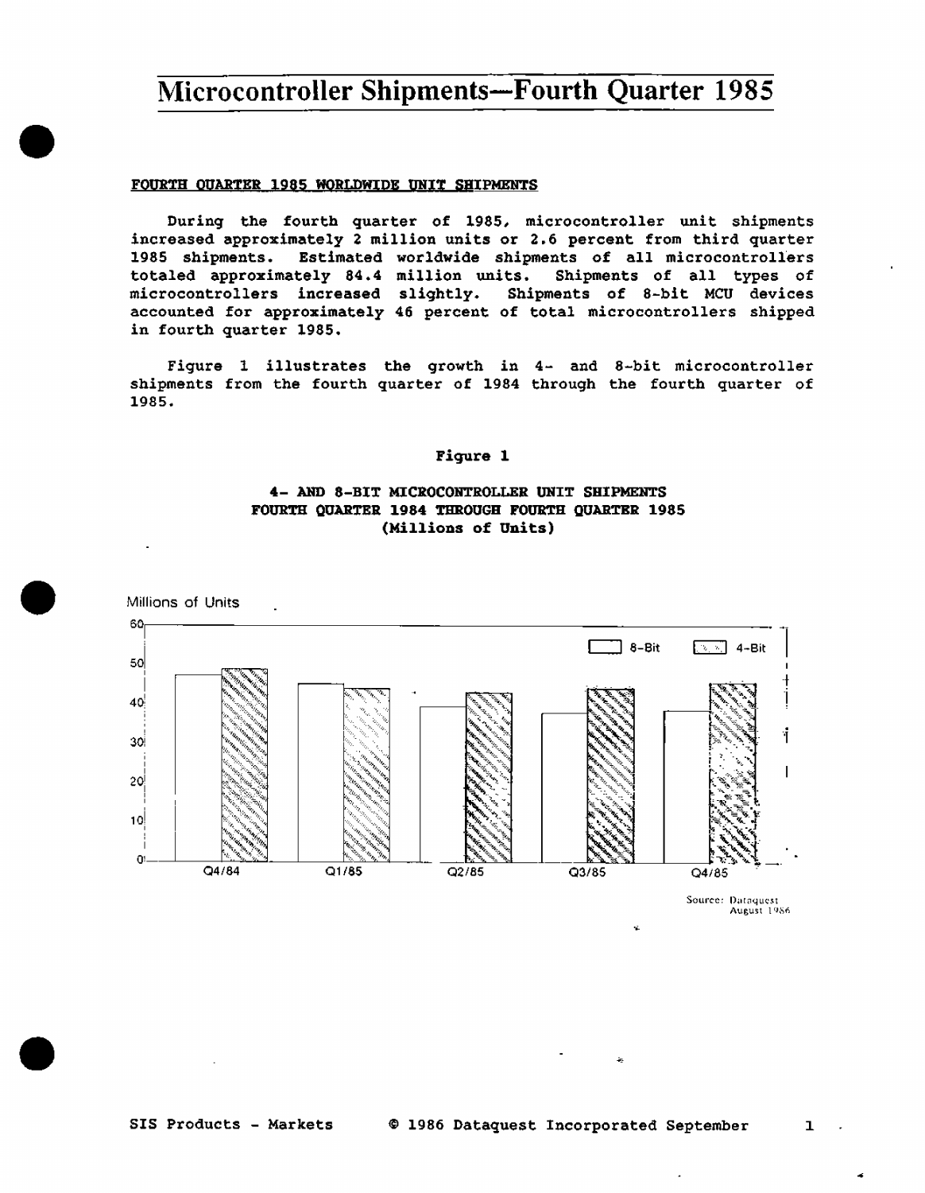# Microcontroller Shipments—Fourth Quarter 1985

## FOURTH QUARTER 1985 WORLDWIDE UNIT SHIPMENTS

During the fourth quarter of 1985, microcontroller unit shipments increased approximately 2 million units or 2.6 percent from third quarter 1985 shipments. Estimated worldwide shipments of all microcontrollers totaled approximately 84.4 million units. Shipments of all types of microcontrollers increased slightly. Shipments of 8-bit MCU devices accounted for approximately 46 percent of total microcontrollers shipped in fourth quarter 1985.

Figure 1 illustrates the growth in 4- and 8-bit microcontroller shipments from the fourth quarter of 1984 through the fourth quarter of 1985.

**Figure 1**

**4- AND 8-BIT MICROCONTROLLER UNIT SHIPMENTS**
**FOURTH QUARTER 1984 THROUGH FOURTH QUARTER 1985**
**(Millions of Units)**

Source: Dataquest August 1986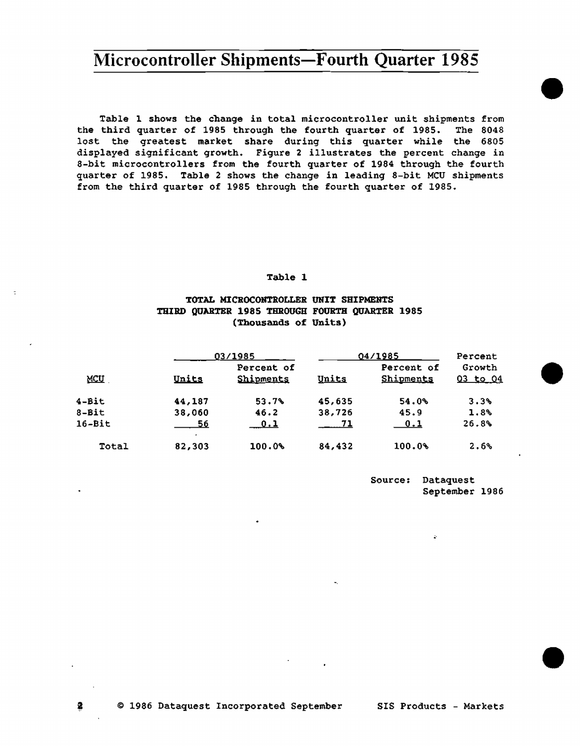# Microcontroller Shipments—Fourth Quarter 1985

Table 1 shows the change in total microcontroller unit shipments from the third quarter of 1985 through the fourth quarter of 1985. The 8048 lost the greatest market share during this quarter while the 6805 displayed significant growth. Figure 2 illustrates the percent change in 8-bit microcontrollers from the fourth quarter of 1984 through the fourth quarter of 1985. Table 2 shows the change in leading 8-bit MCU shipments from the third quarter of 1985 through the fourth quarter of 1985.

Table 1

**TOTAL MICROCONTROLLER UNIT SHIPMENTS**
**THIRD QUARTER 1985 THROUGH FOURTH QUARTER 1985**
**(Thousands of Units)**

| | Q3/1985 | | Q4/1985 | | Percent Growth |
|---|---|---|---|---|---|
| MCU | Units | Percent of Shipments | Units | Percent of Shipments | Q3 to Q4 |
| 4-Bit | 44,187 | 53.7% | 45,635 | 54.0% | 3.3% |
| 8-Bit | 38,060 | 46.2 | 38,726 | 45.9 | 1.8% |
| 16-Bit | 56 | 0.1 | 71 | 0.1 | 26.8% |
| Total | 82,303 | 100.0% | 84,432 | 100.0% | 2.6% |

Source: Dataquest
September 1986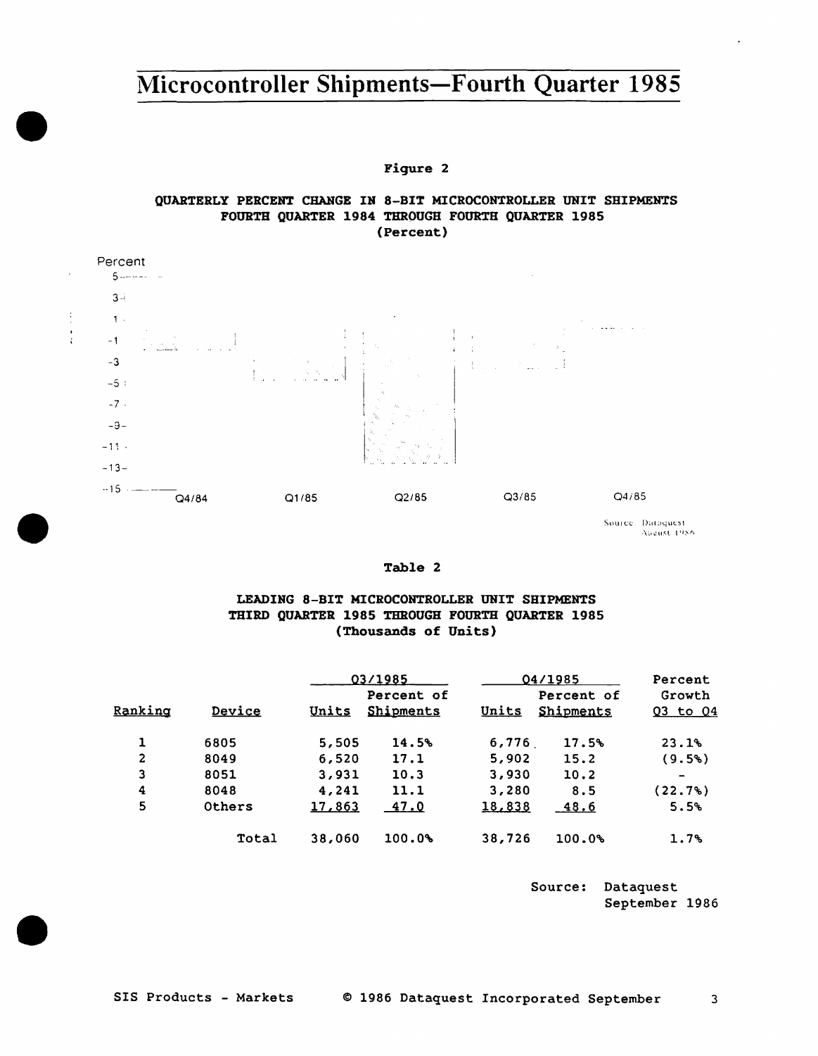# Microcontroller Shipments—Fourth Quarter 1985

**Figure 2**

**QUARTERLY PERCENT CHANGE IN 8-BIT MICROCONTROLLER UNIT SHIPMENTS FOURTH QUARTER 1984 THROUGH FOURTH QUARTER 1985 (Percent)**

Percent

5
3
1
-1
-3
-5
-7
-9
-11
-13
-15

Q4/84 Q1/85 Q2/85 Q3/85 Q4/85

Source: Dataquest August 1986

**Table 2**

**LEADING 8-BIT MICROCONTROLLER UNIT SHIPMENTS THIRD QUARTER 1985 THROUGH FOURTH QUARTER 1985 (Thousands of Units)**

| | | Q3/1985 | | Q4/1985 | | Percent Growth |
|---|---|---|---|---|---|---|
| Ranking | Device | Units | Percent of Shipments | Units | Percent of Shipments | Q3 to Q4 |
| 1 | 6805 | 5,505 | 14.5% | 6,776 | 17.5% | 23.1% |
| 2 | 8049 | 6,520 | 17.1 | 5,902 | 15.2 | (9.5%) |
| 3 | 8051 | 3,931 | 10.3 | 3,930 | 10.2 | - |
| 4 | 8048 | 4,241 | 11.1 | 3,280 | 8.5 | (22.7%) |
| 5 | Others | 17,863 | 47.0 | 18,838 | 48.6 | 5.5% |
| | Total | 38,060 | 100.0% | 38,726 | 100.0% | 1.7% |

Source: Dataquest September 1986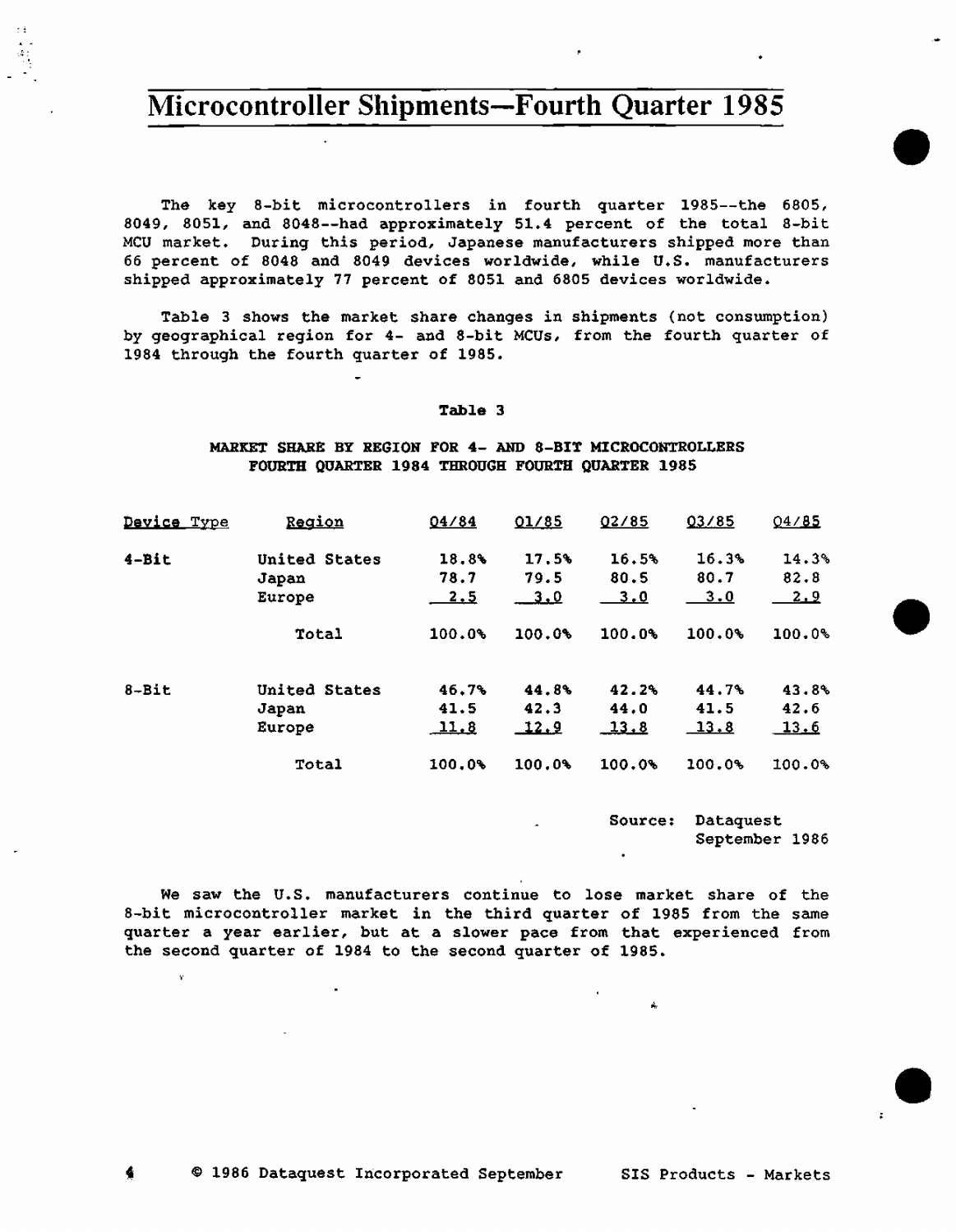# Microcontroller Shipments—Fourth Quarter 1985

The key 8-bit microcontrollers in fourth quarter 1985--the 6805, 8049, 8051, and 8048--had approximately 51.4 percent of the total 8-bit MCU market. During this period, Japanese manufacturers shipped more than 66 percent of 8048 and 8049 devices worldwide, while U.S. manufacturers shipped approximately 77 percent of 8051 and 6805 devices worldwide.

Table 3 shows the market share changes in shipments (not consumption) by geographical region for 4- and 8-bit MCUs, from the fourth quarter of 1984 through the fourth quarter of 1985.

**Table 3**

**MARKET SHARE BY REGION FOR 4- AND 8-BIT MICROCONTROLLERS**
**FOURTH QUARTER 1984 THROUGH FOURTH QUARTER 1985**

| Device Type | Region | Q4/84 | Q1/85 | Q2/85 | Q3/85 | Q4/85 |
|---|---|---|---|---|---|---|
| 4-Bit | United States | 18.8% | 17.5% | 16.5% | 16.3% | 14.3% |
| | Japan | 78.7 | 79.5 | 80.5 | 80.7 | 82.8 |
| | Europe | 2.5 | 3.0 | 3.0 | 3.0 | 2.9 |
| | Total | 100.0% | 100.0% | 100.0% | 100.0% | 100.0% |
| 8-Bit | United States | 46.7% | 44.8% | 42.2% | 44.7% | 43.8% |
| | Japan | 41.5 | 42.3 | 44.0 | 41.5 | 42.6 |
| | Europe | 11.8 | 12.9 | 13.8 | 13.8 | 13.6 |
| | Total | 100.0% | 100.0% | 100.0% | 100.0% | 100.0% |

Source: Dataquest
September 1986

We saw the U.S. manufacturers continue to lose market share of the 8-bit microcontroller market in the third quarter of 1985 from the same quarter a year earlier, but at a slower pace from that experienced from the second quarter of 1984 to the second quarter of 1985.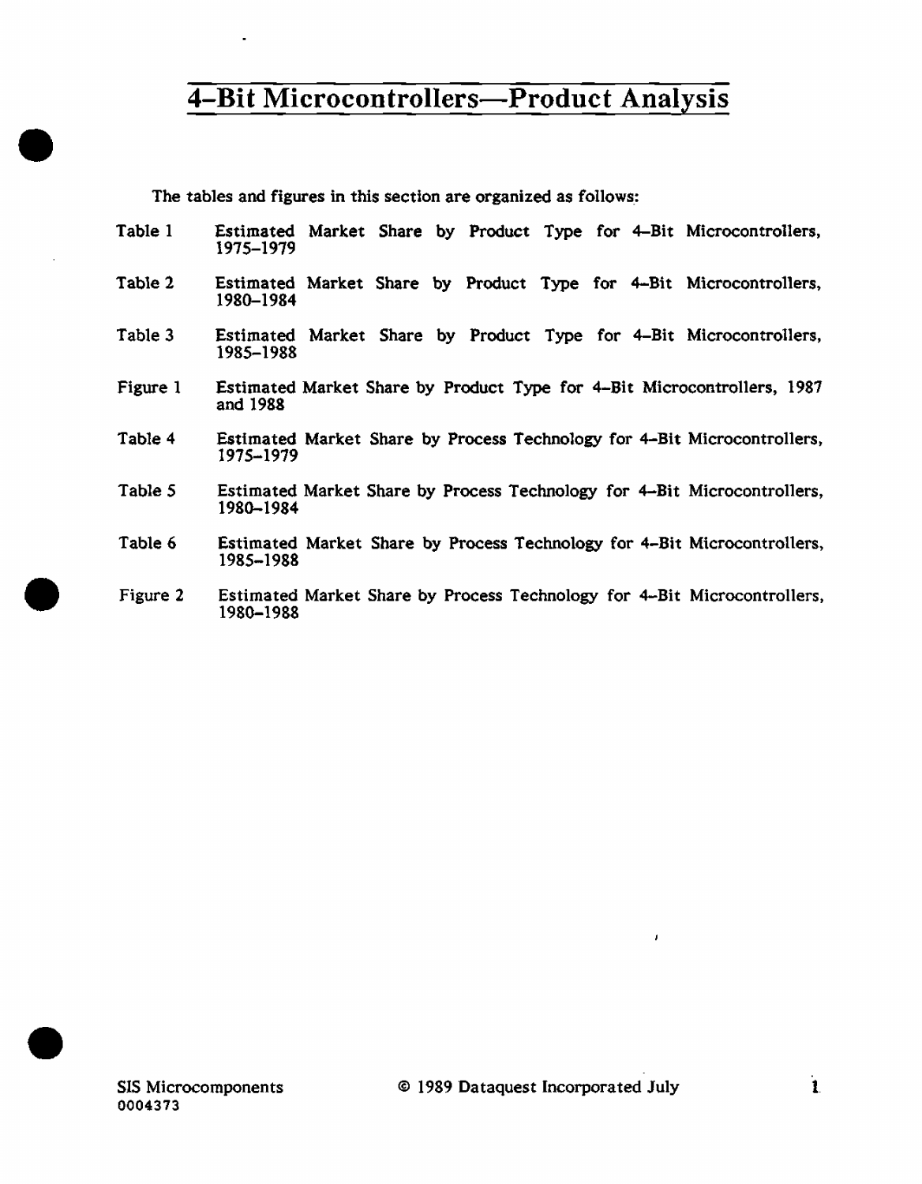# 4-Bit Microcontrollers—Product Analysis

The tables and figures in this section are organized as follows:

| | |
|---|---|
| Table 1 | Estimated Market Share by Product Type for 4-Bit Microcontrollers, 1975–1979 |
| Table 2 | Estimated Market Share by Product Type for 4-Bit Microcontrollers, 1980–1984 |
| Table 3 | Estimated Market Share by Product Type for 4-Bit Microcontrollers, 1985–1988 |
| Figure 1 | Estimated Market Share by Product Type for 4-Bit Microcontrollers, 1987 and 1988 |
| Table 4 | Estimated Market Share by Process Technology for 4-Bit Microcontrollers, 1975–1979 |
| Table 5 | Estimated Market Share by Process Technology for 4-Bit Microcontrollers, 1980–1984 |
| Table 6 | Estimated Market Share by Process Technology for 4-Bit Microcontrollers, 1985–1988 |
| Figure 2 | Estimated Market Share by Process Technology for 4-Bit Microcontrollers, 1980–1988 |

SIS Microcomponents
0004373

© 1989 Dataquest Incorporated July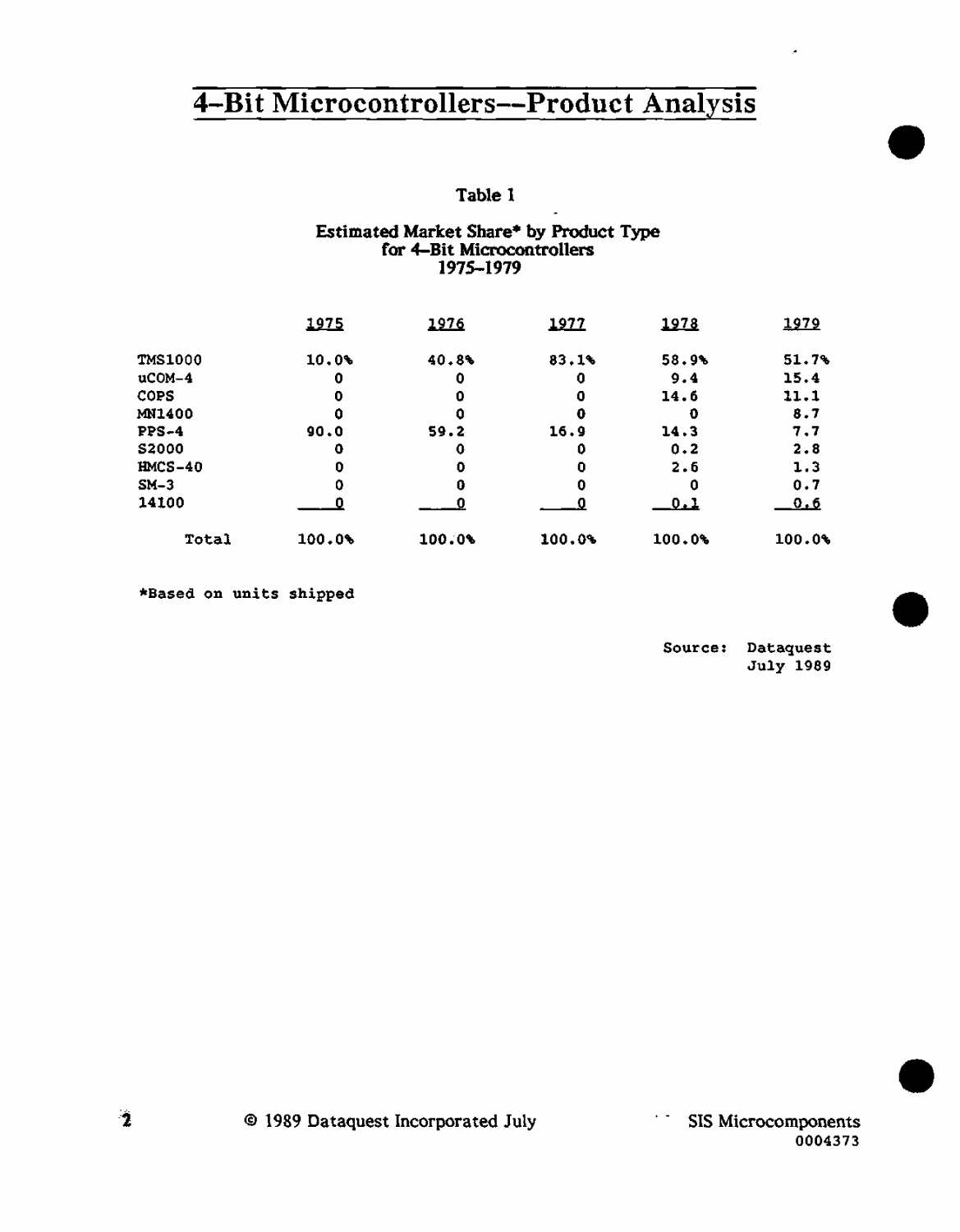# 4-Bit Microcontrollers--Product Analysis

Table 1

Estimated Market Share* by Product Type
for 4-Bit Microcontrollers
1975-1979

| | 1975 | 1976 | 1977 | 1978 | 1979 |
|---|---|---|---|---|---|
| TMS1000 | 10.0% | 40.8% | 83.1% | 58.9% | 51.7% |
| uCOM-4 | 0 | 0 | 0 | 9.4 | 15.4 |
| COPS | 0 | 0 | 0 | 14.6 | 11.1 |
| MN1400 | 0 | 0 | 0 | 0 | 8.7 |
| PPS-4 | 90.0 | 59.2 | 16.9 | 14.3 | 7.7 |
| S2000 | 0 | 0 | 0 | 0.2 | 2.8 |
| HMCS-40 | 0 | 0 | 0 | 2.6 | 1.3 |
| SM-3 | 0 | 0 | 0 | 0 | 0.7 |
| 14100 | 0 | 0 | 0 | 0.1 | 0.6 |
| Total | 100.0% | 100.0% | 100.0% | 100.0% | 100.0% |

*Based on units shipped

Source: Dataquest
July 1989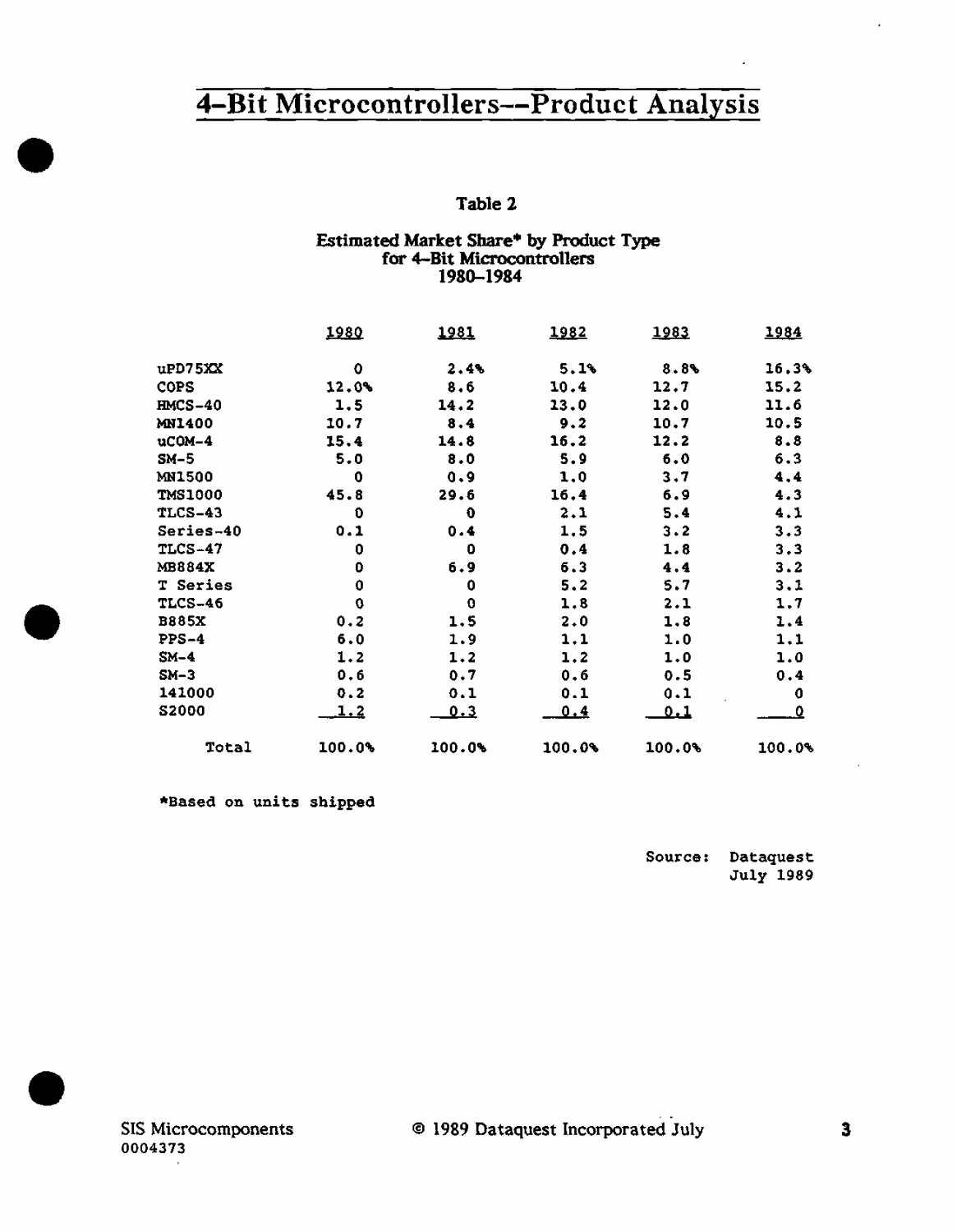# 4-Bit Microcontrollers--Product Analysis

Table 2

Estimated Market Share* by Product Type for 4-Bit Microcontrollers 1980-1984

| | 1980 | 1981 | 1982 | 1983 | 1984 |
|---|---|---|---|---|---|
| uPD75XX | 0 | 2.4% | 5.1% | 8.8% | 16.3% |
| COPS | 12.0% | 8.6 | 10.4 | 12.7 | 15.2 |
| HMCS-40 | 1.5 | 14.2 | 13.0 | 12.0 | 11.6 |
| MN1400 | 10.7 | 8.4 | 9.2 | 10.7 | 10.5 |
| uCOM-4 | 15.4 | 14.8 | 16.2 | 12.2 | 8.8 |
| SM-5 | 5.0 | 8.0 | 5.9 | 6.0 | 6.3 |
| MN1500 | 0 | 0.9 | 1.0 | 3.7 | 4.4 |
| TMS1000 | 45.8 | 29.6 | 16.4 | 6.9 | 4.3 |
| TLCS-43 | 0 | 0 | 2.1 | 5.4 | 4.1 |
| Series-40 | 0.1 | 0.4 | 1.5 | 3.2 | 3.3 |
| TLCS-47 | 0 | 0 | 0.4 | 1.8 | 3.3 |
| MB884X | 0 | 6.9 | 6.3 | 4.4 | 3.2 |
| T Series | 0 | 0 | 5.2 | 5.7 | 3.1 |
| TLCS-46 | 0 | 0 | 1.8 | 2.1 | 1.7 |
| B885X | 0.2 | 1.5 | 2.0 | 1.8 | 1.4 |
| PPS-4 | 6.0 | 1.9 | 1.1 | 1.0 | 1.1 |
| SM-4 | 1.2 | 1.2 | 1.2 | 1.0 | 1.0 |
| SM-3 | 0.6 | 0.7 | 0.6 | 0.5 | 0.4 |
| 141000 | 0.2 | 0.1 | 0.1 | 0.1 | 0 |
| S2000 | 1.2 | 0.3 | 0.4 | 0.1 | 0 |
| Total | 100.0% | 100.0% | 100.0% | 100.0% | 100.0% |

*Based on units shipped

Source: Dataquest July 1989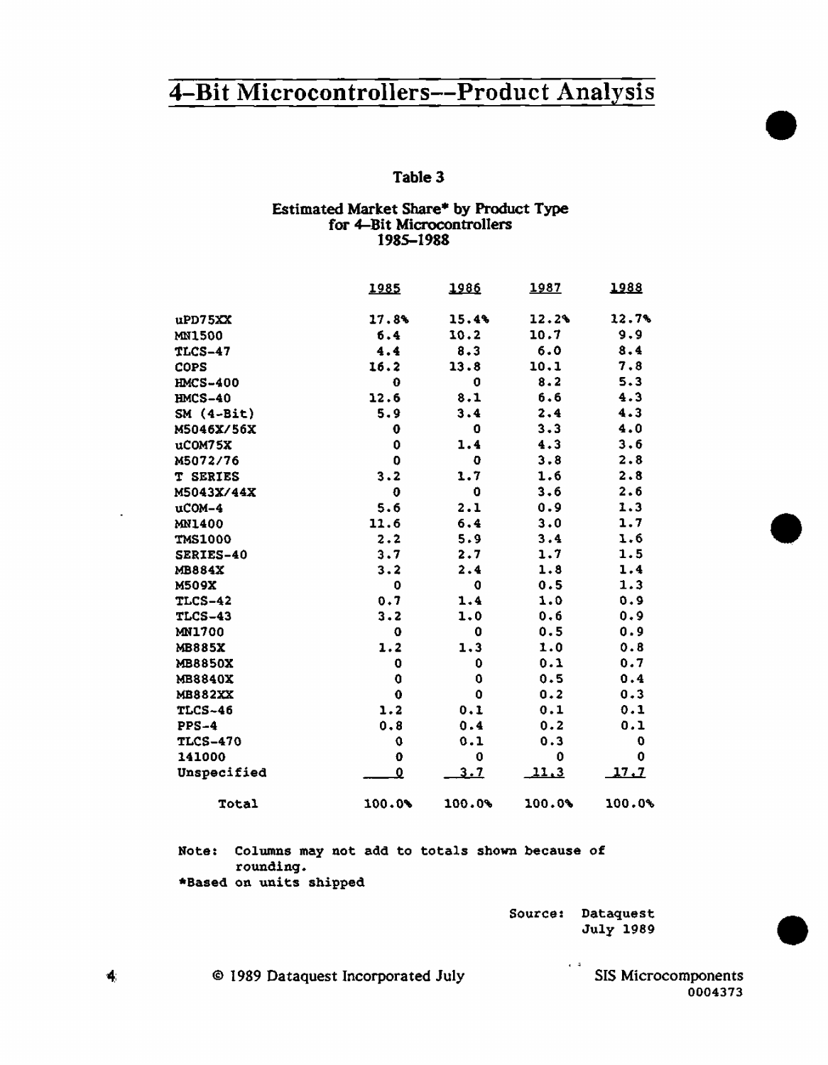# 4-Bit Microcontrollers--Product Analysis

### Table 3

**Estimated Market Share* by Product Type for 4-Bit Microcontrollers 1985-1988**

| | 1985 | 1986 | 1987 | 1988 |
|---|---|---|---|---|
| uPD75XX | 17.8% | 15.4% | 12.2% | 12.7% |
| MN1500 | 6.4 | 10.2 | 10.7 | 9.9 |
| TLCS-47 | 4.4 | 8.3 | 6.0 | 8.4 |
| COPS | 16.2 | 13.8 | 10.1 | 7.8 |
| HMCS-400 | 0 | 0 | 8.2 | 5.3 |
| HMCS-40 | 12.6 | 8.1 | 6.6 | 4.3 |
| SM (4-Bit) | 5.9 | 3.4 | 2.4 | 4.3 |
| M5046X/56X | 0 | 0 | 3.3 | 4.0 |
| uCOM75X | 0 | 1.4 | 4.3 | 3.6 |
| M5072/76 | 0 | 0 | 3.8 | 2.8 |
| T SERIES | 3.2 | 1.7 | 1.6 | 2.8 |
| M5043X/44X | 0 | 0 | 3.6 | 2.6 |
| uCOM-4 | 5.6 | 2.1 | 0.9 | 1.3 |
| MN1400 | 11.6 | 6.4 | 3.0 | 1.7 |
| TMS1000 | 2.2 | 5.9 | 3.4 | 1.6 |
| SERIES-40 | 3.7 | 2.7 | 1.7 | 1.5 |
| MB884X | 3.2 | 2.4 | 1.8 | 1.4 |
| M509X | 0 | 0 | 0.5 | 1.3 |
| TLCS-42 | 0.7 | 1.4 | 1.0 | 0.9 |
| TLCS-43 | 3.2 | 1.0 | 0.6 | 0.9 |
| MN1700 | 0 | 0 | 0.5 | 0.9 |
| MB885X | 1.2 | 1.3 | 1.0 | 0.8 |
| MB8850X | 0 | 0 | 0.1 | 0.7 |
| MB8840X | 0 | 0 | 0.5 | 0.4 |
| MB882XX | 0 | 0 | 0.2 | 0.3 |
| TLCS-46 | 1.2 | 0.1 | 0.1 | 0.1 |
| PPS-4 | 0.8 | 0.4 | 0.2 | 0.1 |
| TLCS-470 | 0 | 0.1 | 0.3 | 0 |
| 141000 | 0 | 0 | 0 | 0 |
| Unspecified | 0 | 3.7 | 11.3 | 17.7 |
| Total | 100.0% | 100.0% | 100.0% | 100.0% |

Note: Columns may not add to totals shown because of rounding.
*Based on units shipped

Source: Dataquest July 1989

© 1989 Dataquest Incorporated July

SIS Microcomponents 0004373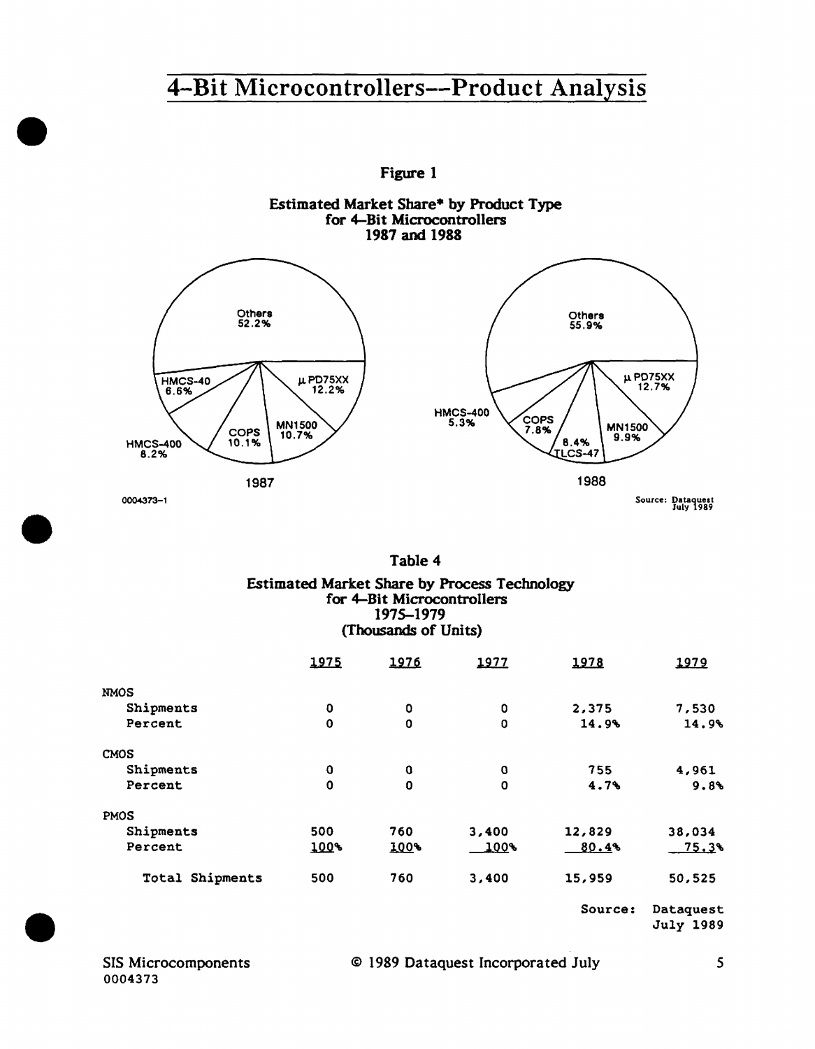# 4-Bit Microcontrollers--Product Analysis

**Figure 1**

**Estimated Market Share* by Product Type for 4-Bit Microcontrollers 1987 and 1988**

1987: Others 52.2%; μPD75XX 12.2%; MN1500 10.7%; COPS 10.1%; HMCS-400 8.2%; HMCS-40 6.6%

1988: Others 55.9%; μPD75XX 12.7%; MN1500 9.9%; TLCS-47 8.4%; COPS 7.8%; HMCS-400 5.3%

0004373-1

Source: Dataquest July 1989

**Table 4**

**Estimated Market Share by Process Technology for 4-Bit Microcontrollers 1975-1979 (Thousands of Units)**

| | 1975 | 1976 | 1977 | 1978 | 1979 |
|---|---|---|---|---|---|
| NMOS | | | | | |
| Shipments | 0 | 0 | 0 | 2,375 | 7,530 |
| Percent | 0 | 0 | 0 | 14.9% | 14.9% |
| CMOS | | | | | |
| Shipments | 0 | 0 | 0 | 755 | 4,961 |
| Percent | 0 | 0 | 0 | 4.7% | 9.8% |
| PMOS | | | | | |
| Shipments | 500 | 760 | 3,400 | 12,829 | 38,034 |
| Percent | 100% | 100% | 100% | 80.4% | 75.3% |
| Total Shipments | 500 | 760 | 3,400 | 15,959 | 50,525 |

Source: Dataquest July 1989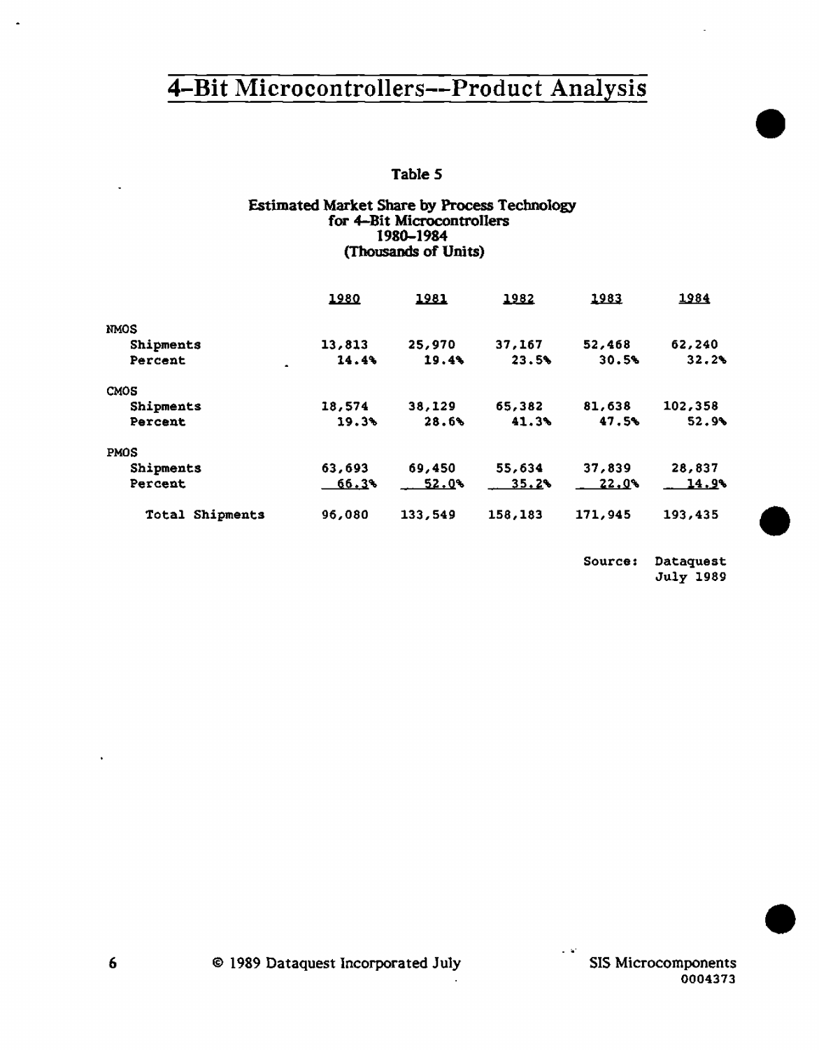# 4-Bit Microcontrollers--Product Analysis

**Table 5**

**Estimated Market Share by Process Technology for 4-Bit Microcontrollers 1980-1984 (Thousands of Units)**

| | 1980 | 1981 | 1982 | 1983 | 1984 |
|---|---|---|---|---|---|
| NMOS | | | | | |
| Shipments | 13,813 | 25,970 | 37,167 | 52,468 | 62,240 |
| Percent | 14.4% | 19.4% | 23.5% | 30.5% | 32.2% |
| CMOS | | | | | |
| Shipments | 18,574 | 38,129 | 65,382 | 81,638 | 102,358 |
| Percent | 19.3% | 28.6% | 41.3% | 47.5% | 52.9% |
| PMOS | | | | | |
| Shipments | 63,693 | 69,450 | 55,634 | 37,839 | 28,837 |
| Percent | 66.3% | 52.0% | 35.2% | 22.0% | 14.9% |
| Total Shipments | 96,080 | 133,549 | 158,183 | 171,945 | 193,435 |

Source: Dataquest July 1989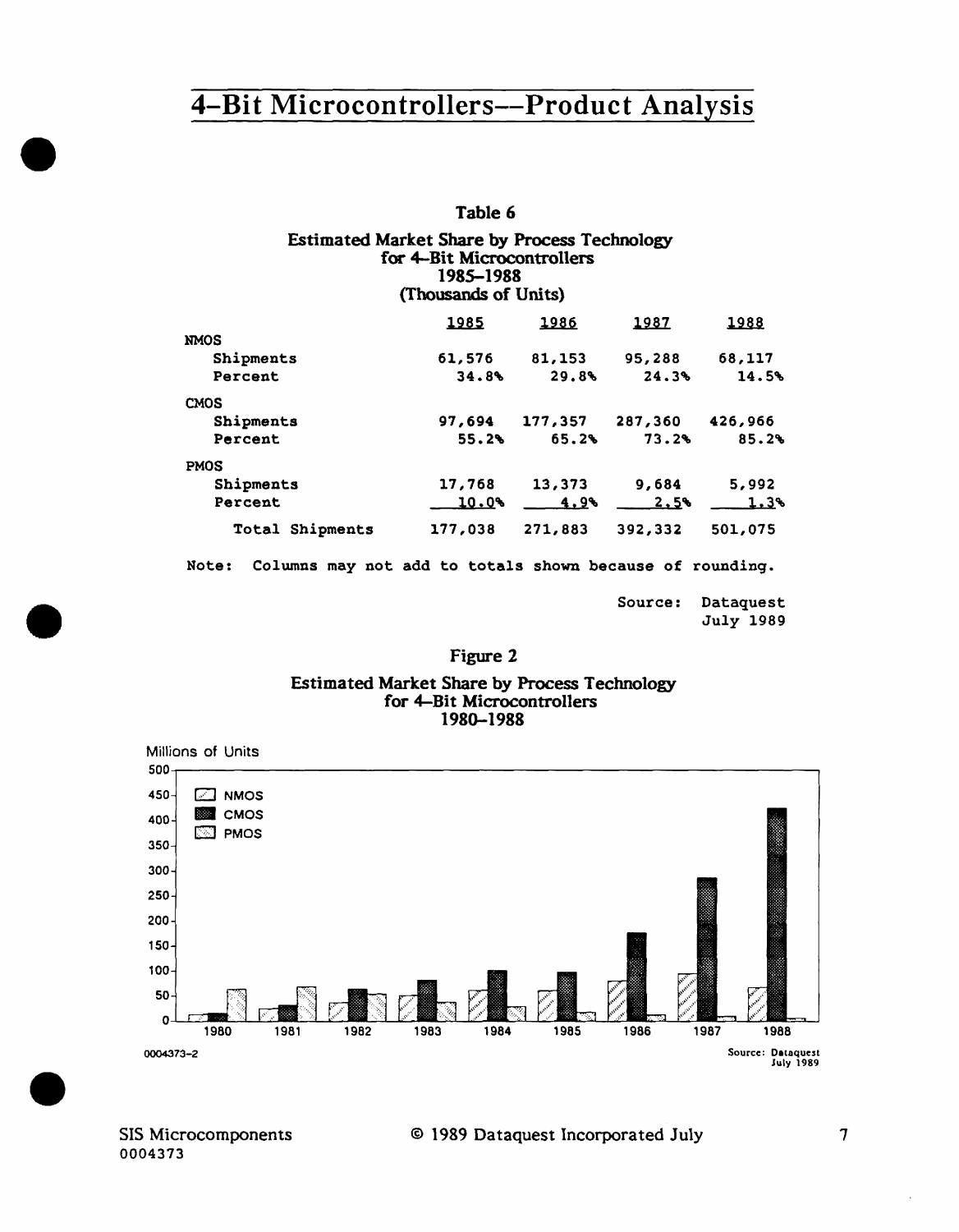# 4-Bit Microcontrollers--Product Analysis

**Table 6**

**Estimated Market Share by Process Technology for 4-Bit Microcontrollers 1985-1988 (Thousands of Units)**

| | 1985 | 1986 | 1987 | 1988 |
|---|---|---|---|---|
| **NMOS** | | | | |
| Shipments | 61,576 | 81,153 | 95,288 | 68,117 |
| Percent | 34.8% | 29.8% | 24.3% | 14.5% |
| **CMOS** | | | | |
| Shipments | 97,694 | 177,357 | 287,360 | 426,966 |
| Percent | 55.2% | 65.2% | 73.2% | 85.2% |
| **PMOS** | | | | |
| Shipments | 17,768 | 13,373 | 9,684 | 5,992 |
| Percent | 10.0% | 4.9% | 2.5% | 1.3% |
| Total Shipments | 177,038 | 271,883 | 392,332 | 501,075 |

Note: Columns may not add to totals shown because of rounding.

Source: Dataquest July 1989

**Figure 2**

**Estimated Market Share by Process Technology for 4-Bit Microcontrollers 1980-1988**

Millions of Units

0004373-2

Source: Dataquest July 1989